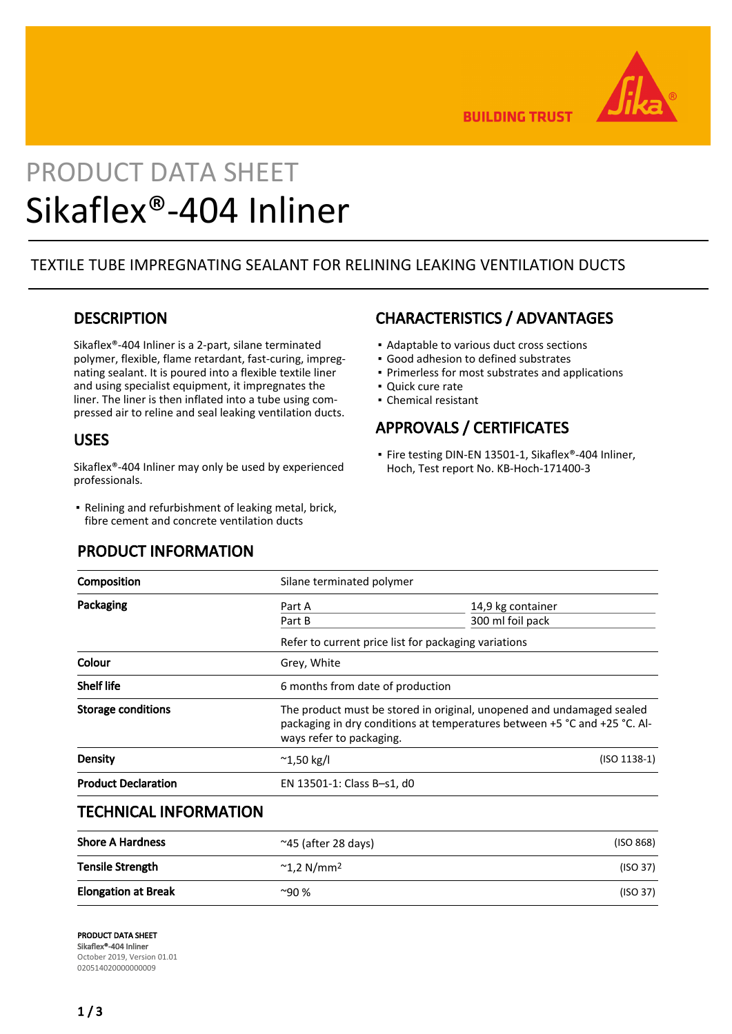BUILDING TRUST

# PRODUCT DATA SHEET

# Sikaflex®-404 Inliner

## TEXTILE TUBE IMPREGNATING SEALANT FOR RELINING LEAKING VENTILATION DUCTS

## DESCRIPTION

Sikaflex®-404 Inliner is a 2-part, silane terminated polymer, flexible, flame retardant, fast-curing, impregnating sealant. It is poured into a flexible textile liner and using specialist equipment, it impregnates the liner. The liner is then inflated into a tube using compressed air to reline and seal leaking ventilation ducts.

## USES

Sikaflex®-404 Inliner may only be used by experienced professionals.

- Relining and refurbishment of leaking metal, brick, fibre cement and concrete ventilation ducts

## CHARACTERISTICS / ADVANTAGES

- Adaptable to various duct cross sections
- Good adhesion to defined substrates
- Primerless for most substrates and applications
- Quick cure rate
- Chemical resistant

## APPROVALS / CERTIFICATES

- Fire testing DIN-EN 13501-1, Sikaflex®-404 Inliner, Hoch, Test report No. KB-Hoch-171400-3

## PRODUCT INFORMATION

| | | | |
|---|---|---|---|
| **Composition** | Silane terminated polymer | | |
| **Packaging** | Part A | 14,9 kg container | |
| | Part B | 300 ml foil pack | |
| | Refer to current price list for packaging variations | | |
| **Colour** | Grey, White | | |
| **Shelf life** | 6 months from date of production | | |
| **Storage conditions** | The product must be stored in original, unopened and undamaged sealed packaging in dry conditions at temperatures between +5 °C and +25 °C. Always refer to packaging. | | |
| **Density** | ~1,50 kg/l | | (ISO 1138-1) |
| **Product Declaration** | EN 13501-1: Class B–s1, d0 | | |

## TECHNICAL INFORMATION

| | | |
|---|---|---|
| **Shore A Hardness** | ~45 (after 28 days) | (ISO 868) |
| **Tensile Strength** | ~1,2 N/mm² | (ISO 37) |
| **Elongation at Break** | ~90 % | (ISO 37) |

**PRODUCT DATA SHEET**
**Sikaflex®-404 Inliner**
October 2019, Version 01.01
020514020000000009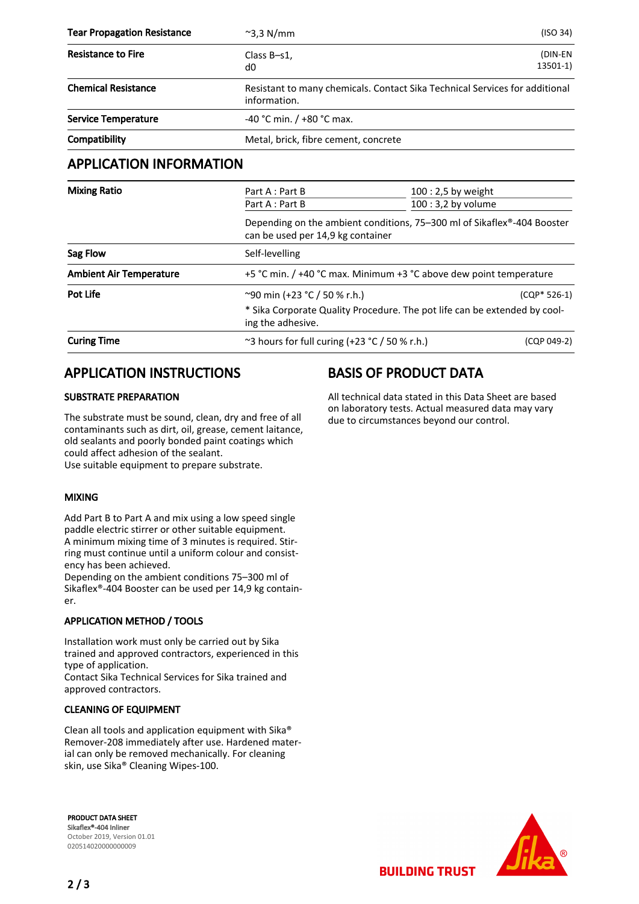| | | |
|---|---|---|
| **Tear Propagation Resistance** | ~3,3 N/mm | (ISO 34) |
| **Resistance to Fire** | Class B–s1, d0 | (DIN-EN 13501-1) |
| **Chemical Resistance** | Resistant to many chemicals. Contact Sika Technical Services for additional information. | |
| **Service Temperature** | -40 °C min. / +80 °C max. | |
| **Compatibility** | Metal, brick, fibre cement, concrete | |

## APPLICATION INFORMATION

| | | | |
|---|---|---|---|
| **Mixing Ratio** | Part A : Part B | 100 : 2,5 by weight | |
| | Part A : Part B | 100 : 3,2 by volume | |
| | Depending on the ambient conditions, 75–300 ml of Sikaflex®-404 Booster can be used per 14,9 kg container | | |
| **Sag Flow** | Self-levelling | | |
| **Ambient Air Temperature** | +5 °C min. / +40 °C max. Minimum +3 °C above dew point temperature | | |
| **Pot Life** | ~90 min (+23 °C / 50 % r.h.) | | (CQP* 526-1) |
| | * Sika Corporate Quality Procedure. The pot life can be extended by cooling the adhesive. | | |
| **Curing Time** | ~3 hours for full curing (+23 °C / 50 % r.h.) | | (CQP 049-2) |

## APPLICATION INSTRUCTIONS

### SUBSTRATE PREPARATION

The substrate must be sound, clean, dry and free of all contaminants such as dirt, oil, grease, cement laitance, old sealants and poorly bonded paint coatings which could affect adhesion of the sealant.
Use suitable equipment to prepare substrate.

### MIXING

Add Part B to Part A and mix using a low speed single paddle electric stirrer or other suitable equipment.
A minimum mixing time of 3 minutes is required. Stirring must continue until a uniform colour and consistency has been achieved.
Depending on the ambient conditions 75–300 ml of Sikaflex®-404 Booster can be used per 14,9 kg container.

### APPLICATION METHOD / TOOLS

Installation work must only be carried out by Sika trained and approved contractors, experienced in this type of application.
Contact Sika Technical Services for Sika trained and approved contractors.

### CLEANING OF EQUIPMENT

Clean all tools and application equipment with Sika® Remover-208 immediately after use. Hardened material can only be removed mechanically. For cleaning skin, use Sika® Cleaning Wipes-100.

## BASIS OF PRODUCT DATA

All technical data stated in this Data Sheet are based on laboratory tests. Actual measured data may vary due to circumstances beyond our control.

**PRODUCT DATA SHEET**
**Sikaflex®-404 Inliner**
October 2019, Version 01.01
020514020000000009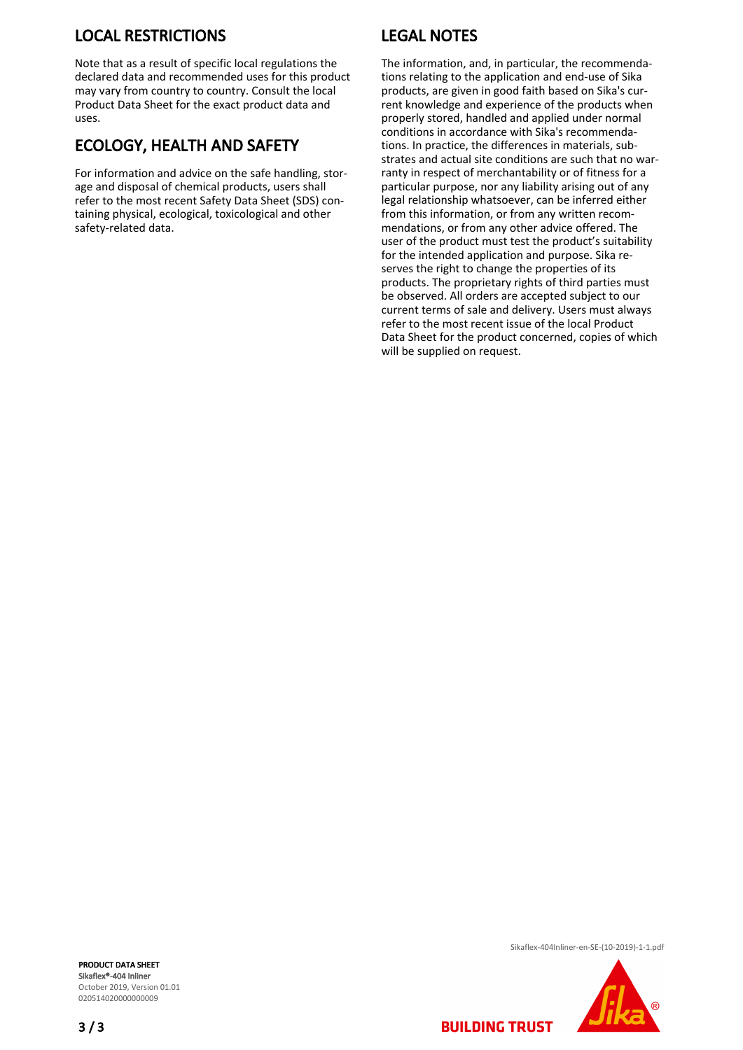## LOCAL RESTRICTIONS

Note that as a result of specific local regulations the declared data and recommended uses for this product may vary from country to country. Consult the local Product Data Sheet for the exact product data and uses.

## ECOLOGY, HEALTH AND SAFETY

For information and advice on the safe handling, storage and disposal of chemical products, users shall refer to the most recent Safety Data Sheet (SDS) containing physical, ecological, toxicological and other safety-related data.

## LEGAL NOTES

The information, and, in particular, the recommendations relating to the application and end-use of Sika products, are given in good faith based on Sika's current knowledge and experience of the products when properly stored, handled and applied under normal conditions in accordance with Sika's recommendations. In practice, the differences in materials, substrates and actual site conditions are such that no warranty in respect of merchantability or of fitness for a particular purpose, nor any liability arising out of any legal relationship whatsoever, can be inferred either from this information, or from any written recommendations, or from any other advice offered. The user of the product must test the product's suitability for the intended application and purpose. Sika reserves the right to change the properties of its products. The proprietary rights of third parties must be observed. All orders are accepted subject to our current terms of sale and delivery. Users must always refer to the most recent issue of the local Product Data Sheet for the product concerned, copies of which will be supplied on request.

Sikaflex-404Inliner-en-SE-(10-2019)-1-1.pdf

**PRODUCT DATA SHEET**
**Sikaflex®-404 Inliner**
October 2019, Version 01.01
020514020000000009

BUILDING TRUST